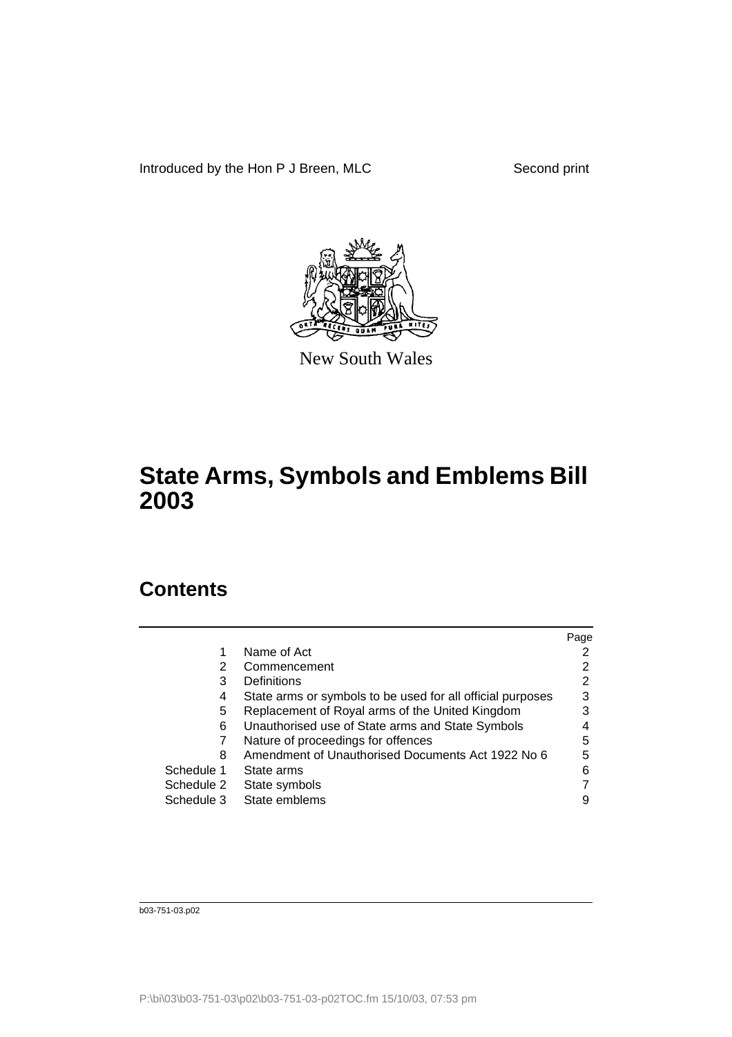Introduced by the Hon P J Breen, MLC

Second print

New South Wales

# State Arms, Symbols and Emblems Bill 2003

## Contents

| | | Page |
|---|---|---|
| 1 | Name of Act | 2 |
| 2 | Commencement | 2 |
| 3 | Definitions | 2 |
| 4 | State arms or symbols to be used for all official purposes | 3 |
| 5 | Replacement of Royal arms of the United Kingdom | 3 |
| 6 | Unauthorised use of State arms and State Symbols | 4 |
| 7 | Nature of proceedings for offences | 5 |
| 8 | Amendment of Unauthorised Documents Act 1922 No 6 | 5 |
| Schedule 1 | State arms | 6 |
| Schedule 2 | State symbols | 7 |
| Schedule 3 | State emblems | 9 |

b03-751-03.p02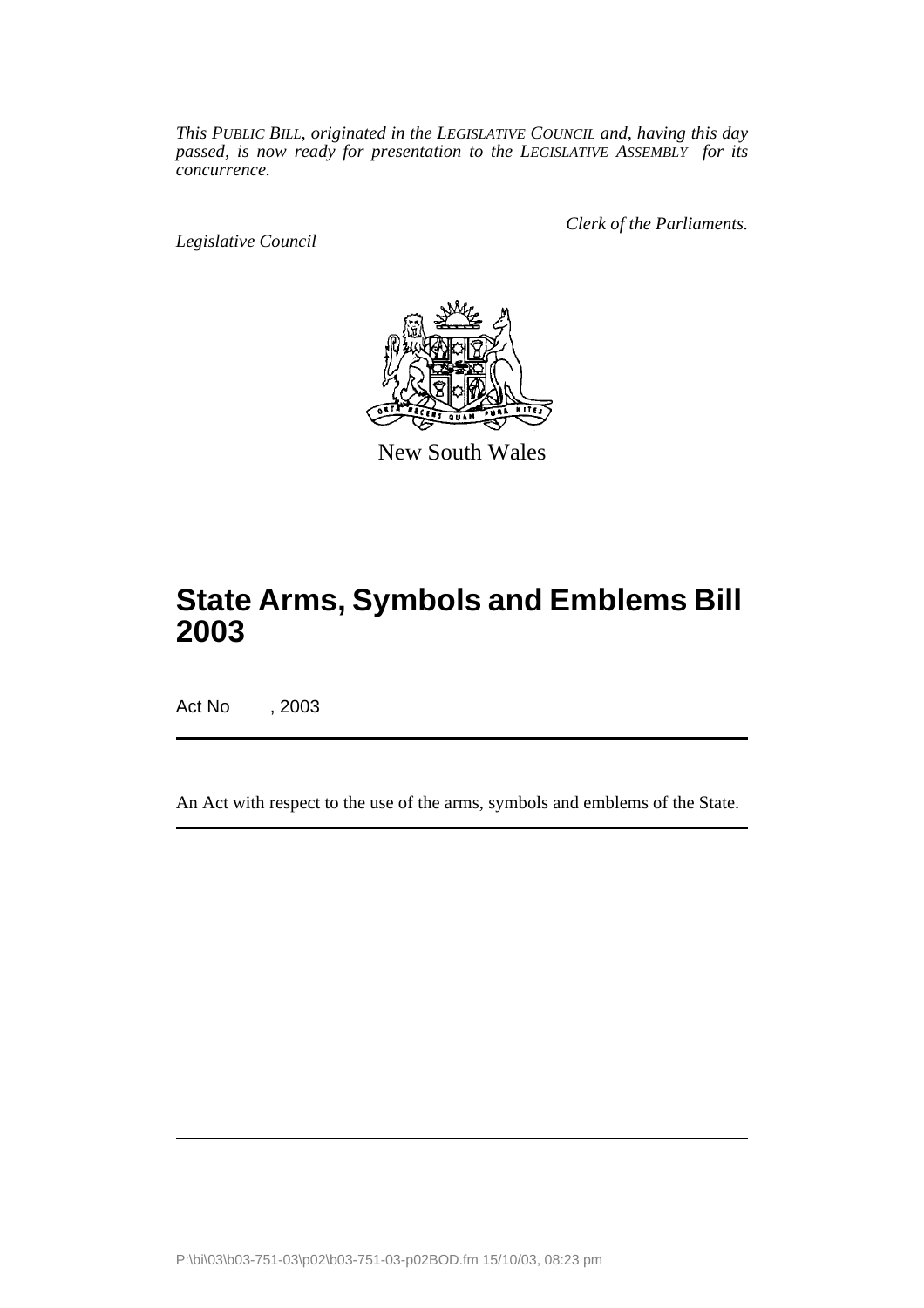*This PUBLIC BILL, originated in the LEGISLATIVE COUNCIL and, having this day passed, is now ready for presentation to the LEGISLATIVE ASSEMBLY for its concurrence.*

*Legislative Council*

*Clerk of the Parliaments.*

New South Wales

# State Arms, Symbols and Emblems Bill 2003

Act No , 2003

An Act with respect to the use of the arms, symbols and emblems of the State.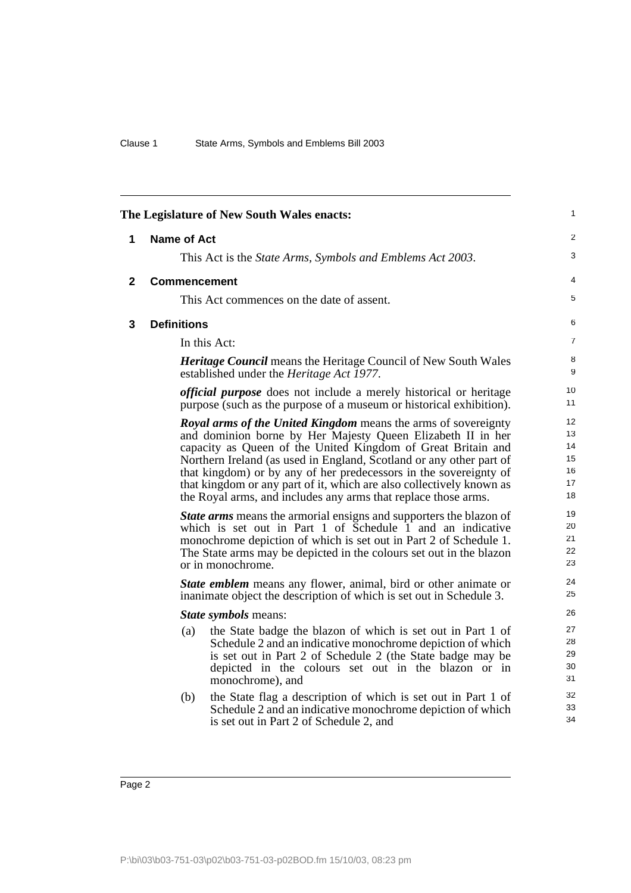The Legislature of New South Wales enacts:

## 1 Name of Act

This Act is the *State Arms, Symbols and Emblems Act 2003*.

## 2 Commencement

This Act commences on the date of assent.

## 3 Definitions

In this Act:

***Heritage Council*** means the Heritage Council of New South Wales established under the *Heritage Act 1977*.

***official purpose*** does not include a merely historical or heritage purpose (such as the purpose of a museum or historical exhibition).

***Royal arms of the United Kingdom*** means the arms of sovereignty and dominion borne by Her Majesty Queen Elizabeth II in her capacity as Queen of the United Kingdom of Great Britain and Northern Ireland (as used in England, Scotland or any other part of that kingdom) or by any of her predecessors in the sovereignty of that kingdom or any part of it, which are also collectively known as the Royal arms, and includes any arms that replace those arms.

***State arms*** means the armorial ensigns and supporters the blazon of which is set out in Part 1 of Schedule 1 and an indicative monochrome depiction of which is set out in Part 2 of Schedule 1. The State arms may be depicted in the colours set out in the blazon or in monochrome.

***State emblem*** means any flower, animal, bird or other animate or inanimate object the description of which is set out in Schedule 3.

***State symbols*** means:

(a) the State badge the blazon of which is set out in Part 1 of Schedule 2 and an indicative monochrome depiction of which is set out in Part 2 of Schedule 2 (the State badge may be depicted in the colours set out in the blazon or in monochrome), and

(b) the State flag a description of which is set out in Part 1 of Schedule 2 and an indicative monochrome depiction of which is set out in Part 2 of Schedule 2, and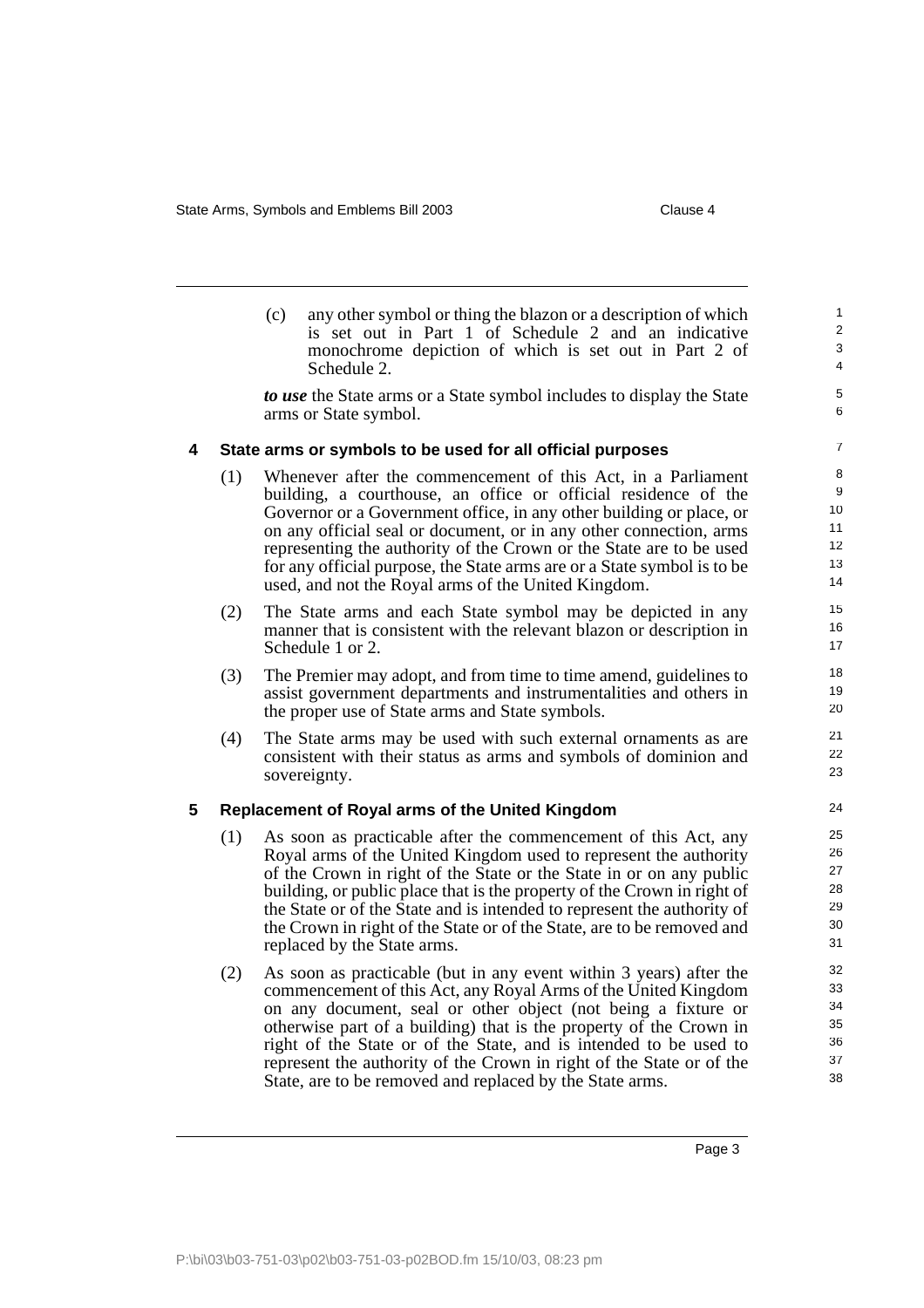(c) any other symbol or thing the blazon or a description of which is set out in Part 1 of Schedule 2 and an indicative monochrome depiction of which is set out in Part 2 of Schedule 2.

***to use*** the State arms or a State symbol includes to display the State arms or State symbol.

## 4 State arms or symbols to be used for all official purposes

(1) Whenever after the commencement of this Act, in a Parliament building, a courthouse, an office or official residence of the Governor or a Government office, in any other building or place, or on any official seal or document, or in any other connection, arms representing the authority of the Crown or the State are to be used for any official purpose, the State arms are or a State symbol is to be used, and not the Royal arms of the United Kingdom.

(2) The State arms and each State symbol may be depicted in any manner that is consistent with the relevant blazon or description in Schedule 1 or 2.

(3) The Premier may adopt, and from time to time amend, guidelines to assist government departments and instrumentalities and others in the proper use of State arms and State symbols.

(4) The State arms may be used with such external ornaments as are consistent with their status as arms and symbols of dominion and sovereignty.

## 5 Replacement of Royal arms of the United Kingdom

(1) As soon as practicable after the commencement of this Act, any Royal arms of the United Kingdom used to represent the authority of the Crown in right of the State or the State in or on any public building, or public place that is the property of the Crown in right of the State or of the State and is intended to represent the authority of the Crown in right of the State or of the State, are to be removed and replaced by the State arms.

(2) As soon as practicable (but in any event within 3 years) after the commencement of this Act, any Royal Arms of the United Kingdom on any document, seal or other object (not being a fixture or otherwise part of a building) that is the property of the Crown in right of the State or of the State, and is intended to be used to represent the authority of the Crown in right of the State or of the State, are to be removed and replaced by the State arms.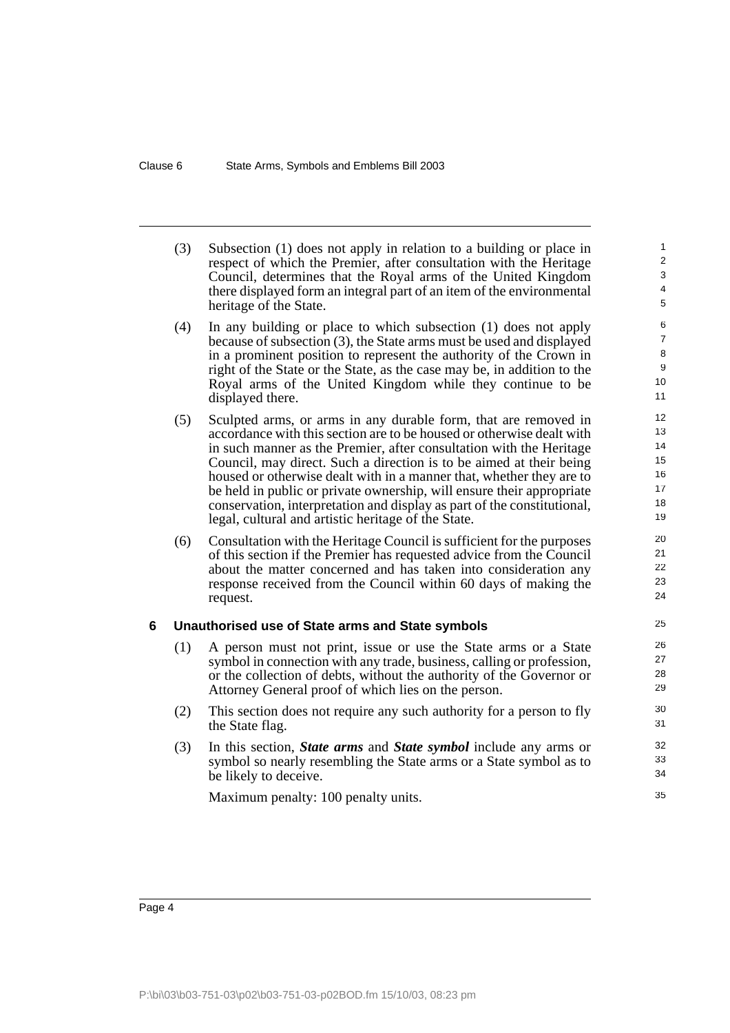(3) Subsection (1) does not apply in relation to a building or place in respect of which the Premier, after consultation with the Heritage Council, determines that the Royal arms of the United Kingdom there displayed form an integral part of an item of the environmental heritage of the State.

(4) In any building or place to which subsection (1) does not apply because of subsection (3), the State arms must be used and displayed in a prominent position to represent the authority of the Crown in right of the State or the State, as the case may be, in addition to the Royal arms of the United Kingdom while they continue to be displayed there.

(5) Sculpted arms, or arms in any durable form, that are removed in accordance with this section are to be housed or otherwise dealt with in such manner as the Premier, after consultation with the Heritage Council, may direct. Such a direction is to be aimed at their being housed or otherwise dealt with in a manner that, whether they are to be held in public or private ownership, will ensure their appropriate conservation, interpretation and display as part of the constitutional, legal, cultural and artistic heritage of the State.

(6) Consultation with the Heritage Council is sufficient for the purposes of this section if the Premier has requested advice from the Council about the matter concerned and has taken into consideration any response received from the Council within 60 days of making the request.

## 6 Unauthorised use of State arms and State symbols

(1) A person must not print, issue or use the State arms or a State symbol in connection with any trade, business, calling or profession, or the collection of debts, without the authority of the Governor or Attorney General proof of which lies on the person.

(2) This section does not require any such authority for a person to fly the State flag.

(3) In this section, ***State arms*** and ***State symbol*** include any arms or symbol so nearly resembling the State arms or a State symbol as to be likely to deceive.

Maximum penalty: 100 penalty units.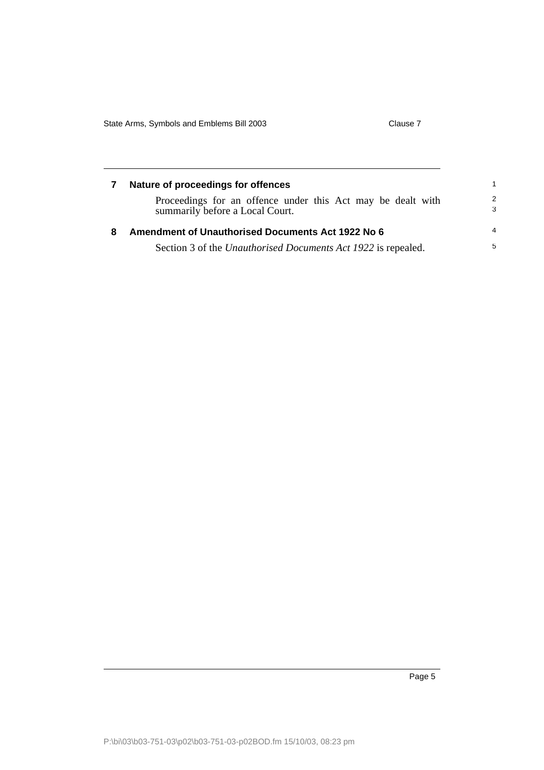## 7 Nature of proceedings for offences

Proceedings for an offence under this Act may be dealt with summarily before a Local Court.

## 8 Amendment of Unauthorised Documents Act 1922 No 6

Section 3 of the *Unauthorised Documents Act 1922* is repealed.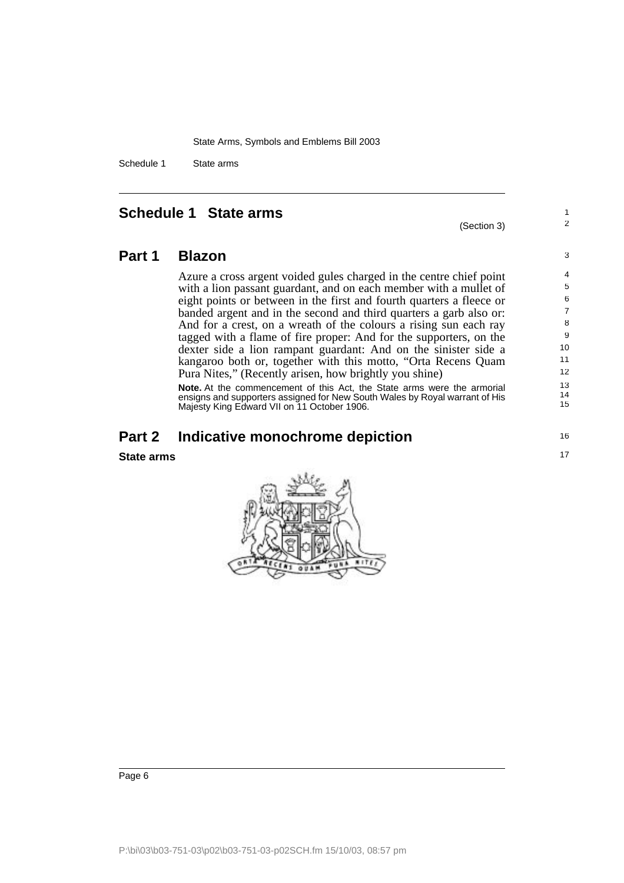# Schedule 1 State arms

(Section 3)

## Part 1 Blazon

Azure a cross argent voided gules charged in the centre chief point with a lion passant guardant, and on each member with a mullet of eight points or between in the first and fourth quarters a fleece or banded argent and in the second and third quarters a garb also or: And for a crest, on a wreath of the colours a rising sun each ray tagged with a flame of fire proper: And for the supporters, on the dexter side a lion rampant guardant: And on the sinister side a kangaroo both or, together with this motto, "Orta Recens Quam Pura Nites," (Recently arisen, how brightly you shine)

**Note.** At the commencement of this Act, the State arms were the armorial ensigns and supporters assigned for New South Wales by Royal warrant of His Majesty King Edward VII on 11 October 1906.

## Part 2 Indicative monochrome depiction

**State arms**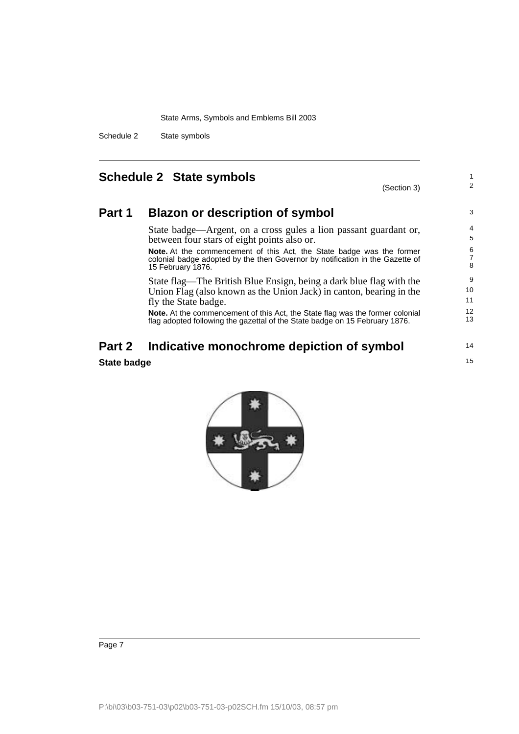# Schedule 2 State symbols

(Section 3)

## Part 1 Blazon or description of symbol

State badge—Argent, on a cross gules a lion passant guardant or, between four stars of eight points also or.

**Note.** At the commencement of this Act, the State badge was the former colonial badge adopted by the then Governor by notification in the Gazette of 15 February 1876.

State flag—The British Blue Ensign, being a dark blue flag with the Union Flag (also known as the Union Jack) in canton, bearing in the fly the State badge.

**Note.** At the commencement of this Act, the State flag was the former colonial flag adopted following the gazettal of the State badge on 15 February 1876.

## Part 2 Indicative monochrome depiction of symbol

**State badge**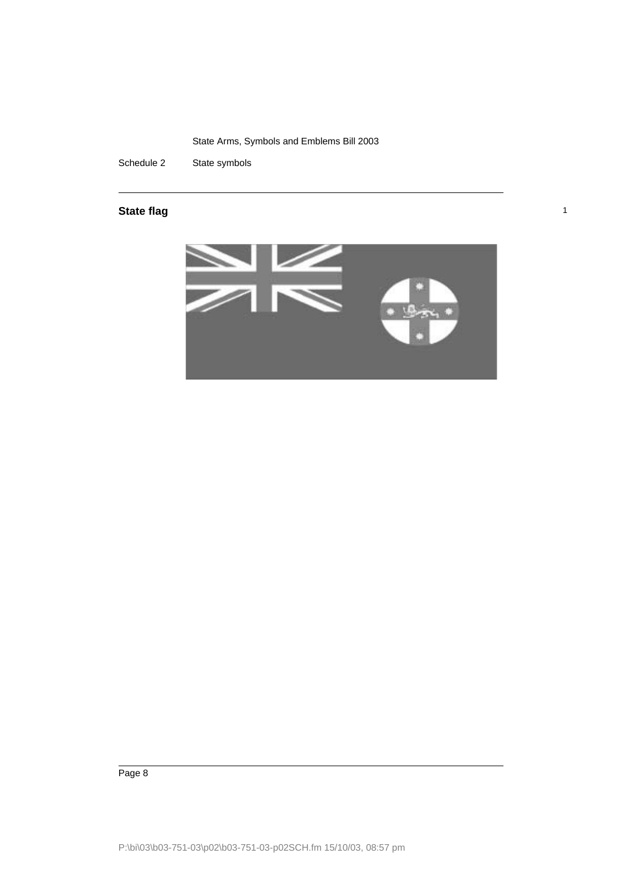Schedule 2 State symbols

## State flag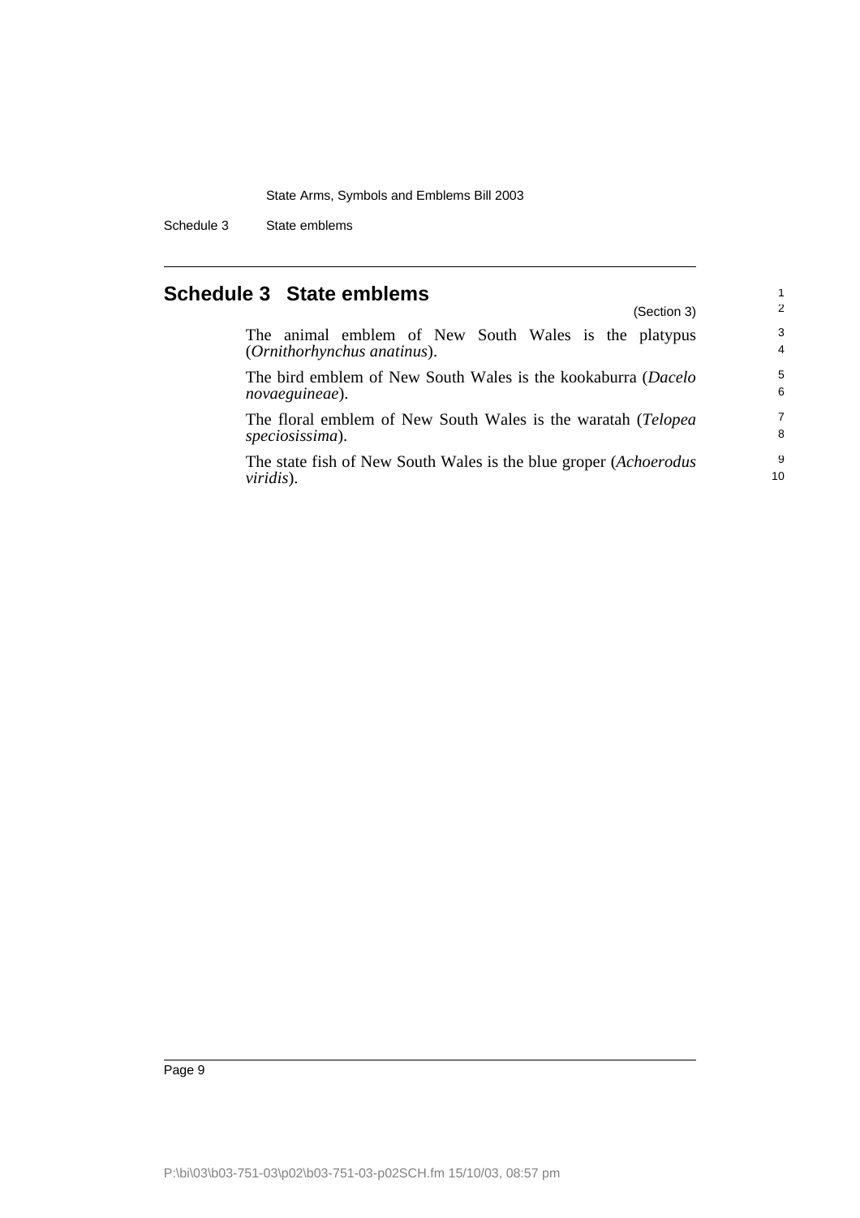# Schedule 3 State emblems

(Section 3)

The animal emblem of New South Wales is the platypus (*Ornithorhynchus anatinus*).

The bird emblem of New South Wales is the kookaburra (*Dacelo novaeguineae*).

The floral emblem of New South Wales is the waratah (*Telopea speciosissima*).

The state fish of New South Wales is the blue groper (*Achoerodus viridis*).